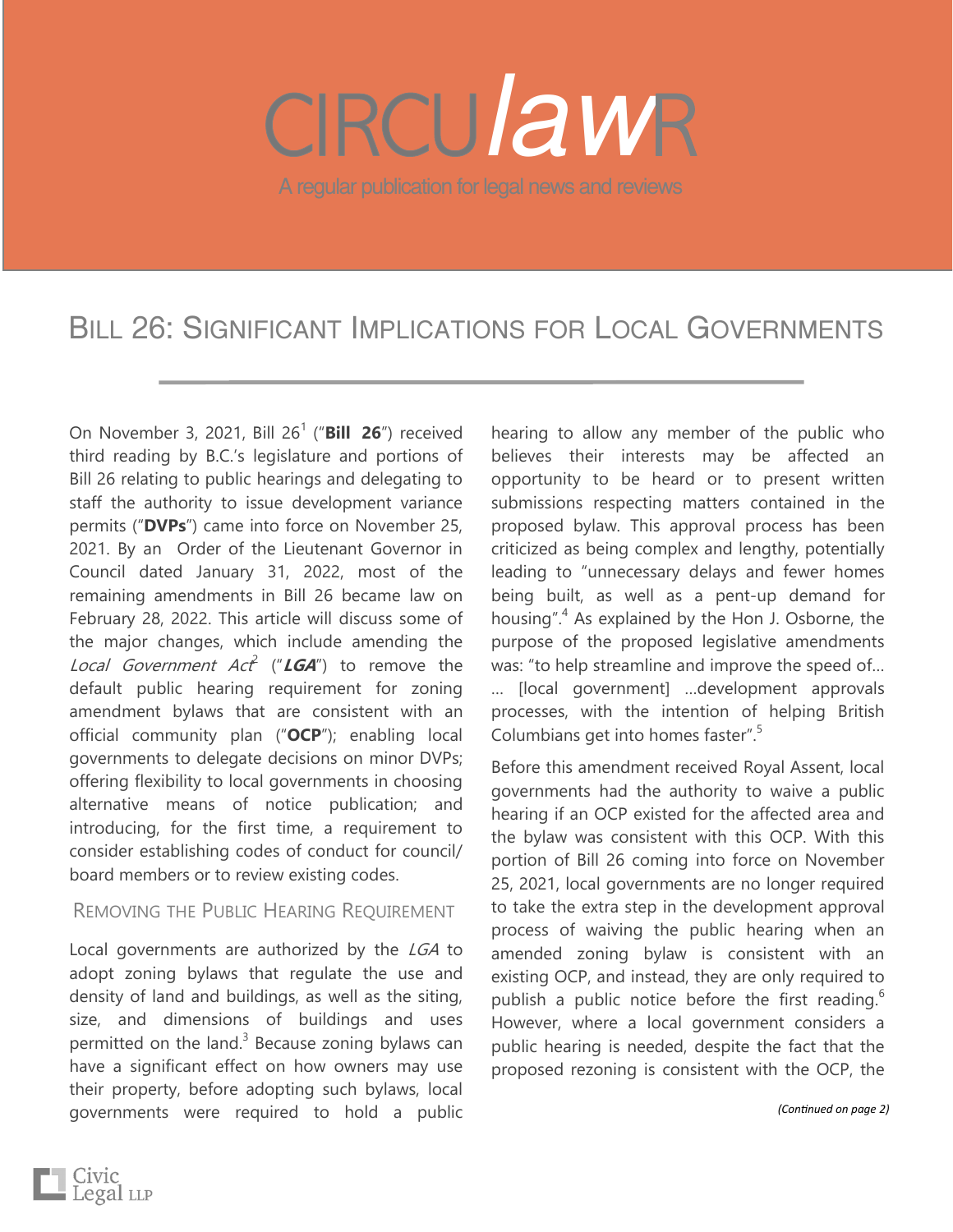# CIRCU*law*R

A regular publication for legal news and reviews

## Bill 26: Significant Implications for Local Governments

On November 3, 2021, Bill 26[1] ("**Bill 26**") received third reading by B.C.'s legislature and portions of Bill 26 relating to public hearings and delegating to staff the authority to issue development variance permits ("**DVPs**") came into force on November 25, 2021. By an Order of the Lieutenant Governor in Council dated January 31, 2022, most of the remaining amendments in Bill 26 became law on February 28, 2022. This article will discuss some of the major changes, which include amending the *Local Government Act*[2] ("***LGA***") to remove the default public hearing requirement for zoning amendment bylaws that are consistent with an official community plan ("**OCP**"); enabling local governments to delegate decisions on minor DVPs; offering flexibility to local governments in choosing alternative means of notice publication; and introducing, for the first time, a requirement to consider establishing codes of conduct for council/ board members or to review existing codes.

### Removing the Public Hearing Requirement

Local governments are authorized by the *LGA* to adopt zoning bylaws that regulate the use and density of land and buildings, as well as the siting, size, and dimensions of buildings and uses permitted on the land.[3] Because zoning bylaws can have a significant effect on how owners may use their property, before adopting such bylaws, local governments were required to hold a public hearing to allow any member of the public who believes their interests may be affected an opportunity to be heard or to present written submissions respecting matters contained in the proposed bylaw. This approval process has been criticized as being complex and lengthy, potentially leading to "unnecessary delays and fewer homes being built, as well as a pent-up demand for housing".[4] As explained by the Hon J. Osborne, the purpose of the proposed legislative amendments was: "to help streamline and improve the speed of… … [local government] …development approvals processes, with the intention of helping British Columbians get into homes faster".[5]

Before this amendment received Royal Assent, local governments had the authority to waive a public hearing if an OCP existed for the affected area and the bylaw was consistent with this OCP. With this portion of Bill 26 coming into force on November 25, 2021, local governments are no longer required to take the extra step in the development approval process of waiving the public hearing when an amended zoning bylaw is consistent with an existing OCP, and instead, they are only required to publish a public notice before the first reading.[6] However, where a local government considers a public hearing is needed, despite the fact that the proposed rezoning is consistent with the OCP, the

*(Continued on page 2)*

Civic Legal LLP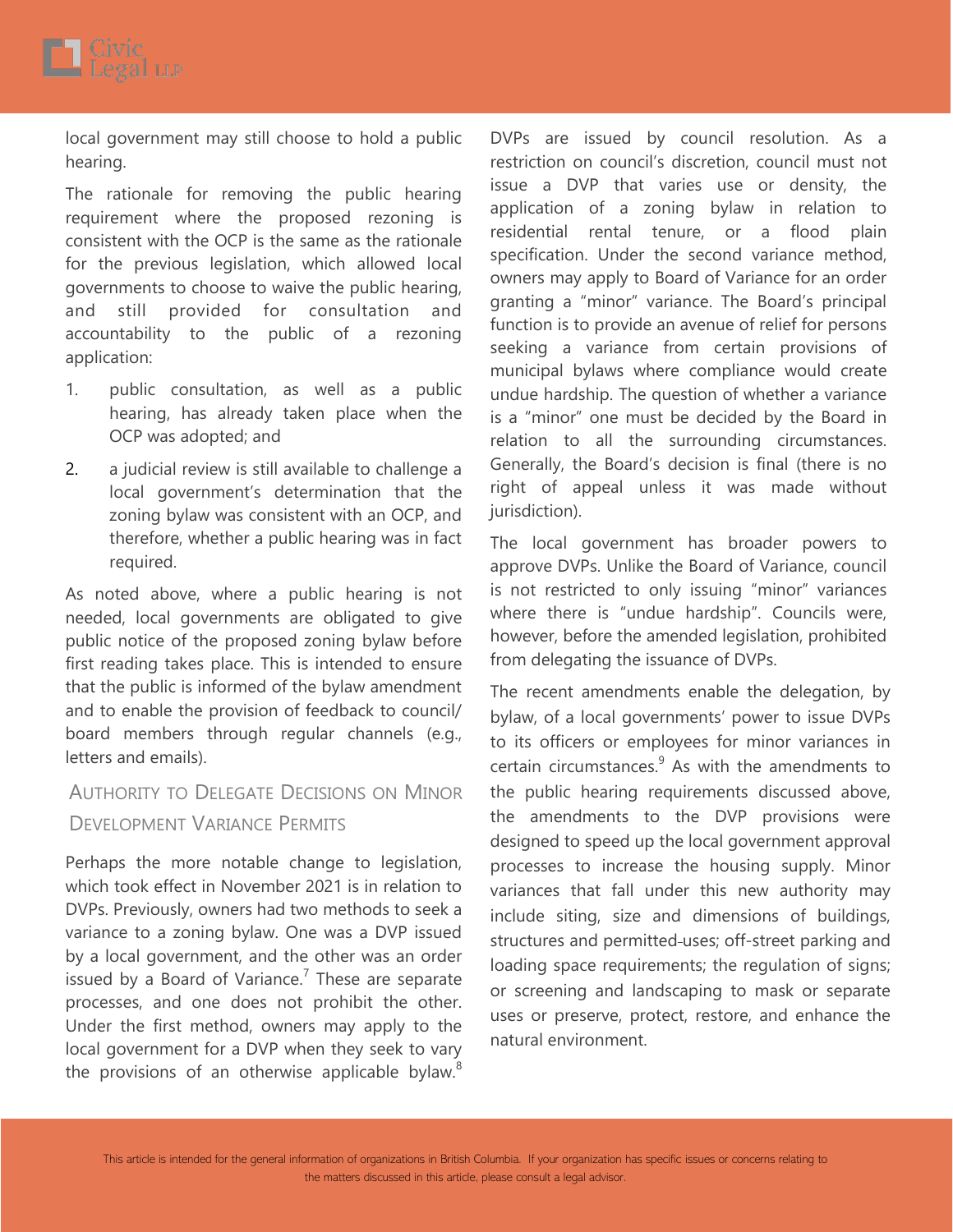local government may still choose to hold a public hearing.

The rationale for removing the public hearing requirement where the proposed rezoning is consistent with the OCP is the same as the rationale for the previous legislation, which allowed local governments to choose to waive the public hearing, and still provided for consultation and accountability to the public of a rezoning application:

1. public consultation, as well as a public hearing, has already taken place when the OCP was adopted; and
2. a judicial review is still available to challenge a local government's determination that the zoning bylaw was consistent with an OCP, and therefore, whether a public hearing was in fact required.

As noted above, where a public hearing is not needed, local governments are obligated to give public notice of the proposed zoning bylaw before first reading takes place. This is intended to ensure that the public is informed of the bylaw amendment and to enable the provision of feedback to council/ board members through regular channels (e.g., letters and emails).

## Authority to Delegate Decisions on Minor Development Variance Permits

Perhaps the more notable change to legislation, which took effect in November 2021 is in relation to DVPs. Previously, owners had two methods to seek a variance to a zoning bylaw. One was a DVP issued by a local government, and the other was an order issued by a Board of Variance.[7] These are separate processes, and one does not prohibit the other. Under the first method, owners may apply to the local government for a DVP when they seek to vary the provisions of an otherwise applicable bylaw.[8] DVPs are issued by council resolution. As a restriction on council's discretion, council must not issue a DVP that varies use or density, the application of a zoning bylaw in relation to residential rental tenure, or a flood plain specification. Under the second variance method, owners may apply to Board of Variance for an order granting a "minor" variance. The Board's principal function is to provide an avenue of relief for persons seeking a variance from certain provisions of municipal bylaws where compliance would create undue hardship. The question of whether a variance is a "minor" one must be decided by the Board in relation to all the surrounding circumstances. Generally, the Board's decision is final (there is no right of appeal unless it was made without jurisdiction).

The local government has broader powers to approve DVPs. Unlike the Board of Variance, council is not restricted to only issuing "minor" variances where there is "undue hardship". Councils were, however, before the amended legislation, prohibited from delegating the issuance of DVPs.

The recent amendments enable the delegation, by bylaw, of a local governments' power to issue DVPs to its officers or employees for minor variances in certain circumstances.[9] As with the amendments to the public hearing requirements discussed above, the amendments to the DVP provisions were designed to speed up the local government approval processes to increase the housing supply. Minor variances that fall under this new authority may include siting, size and dimensions of buildings, structures and permitted-uses; off-street parking and loading space requirements; the regulation of signs; or screening and landscaping to mask or separate uses or preserve, protect, restore, and enhance the natural environment.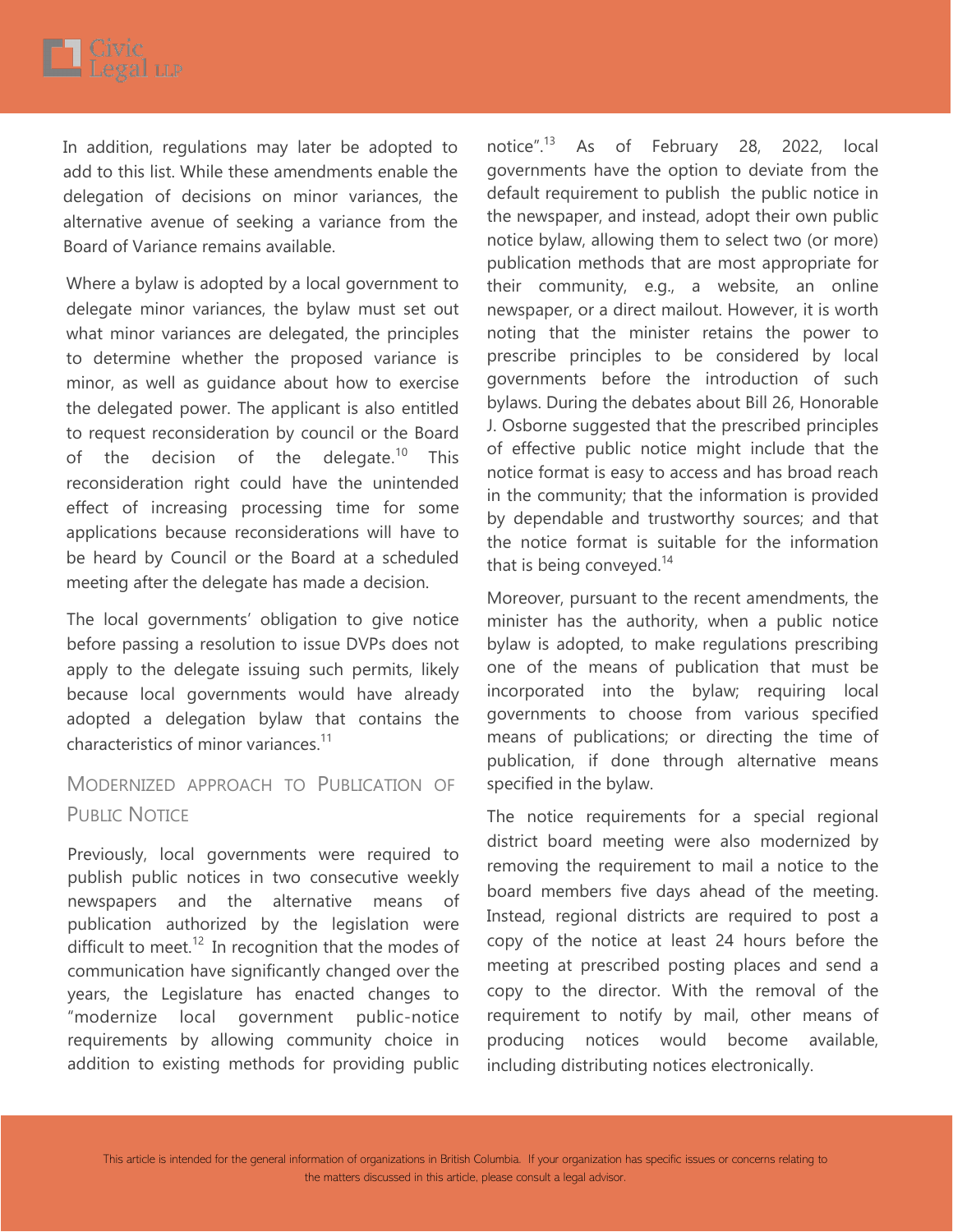In addition, regulations may later be adopted to add to this list. While these amendments enable the delegation of decisions on minor variances, the alternative avenue of seeking a variance from the Board of Variance remains available.

Where a bylaw is adopted by a local government to delegate minor variances, the bylaw must set out what minor variances are delegated, the principles to determine whether the proposed variance is minor, as well as guidance about how to exercise the delegated power. The applicant is also entitled to request reconsideration by council or the Board of the decision of the delegate.[10] This reconsideration right could have the unintended effect of increasing processing time for some applications because reconsiderations will have to be heard by Council or the Board at a scheduled meeting after the delegate has made a decision.

The local governments' obligation to give notice before passing a resolution to issue DVPs does not apply to the delegate issuing such permits, likely because local governments would have already adopted a delegation bylaw that contains the characteristics of minor variances.[11]

## Modernized Approach to Publication of Public Notice

Previously, local governments were required to publish public notices in two consecutive weekly newspapers and the alternative means of publication authorized by the legislation were difficult to meet.[12] In recognition that the modes of communication have significantly changed over the years, the Legislature has enacted changes to "modernize local government public-notice requirements by allowing community choice in addition to existing methods for providing public notice".[13] As of February 28, 2022, local governments have the option to deviate from the default requirement to publish the public notice in the newspaper, and instead, adopt their own public notice bylaw, allowing them to select two (or more) publication methods that are most appropriate for their community, e.g., a website, an online newspaper, or a direct mailout. However, it is worth noting that the minister retains the power to prescribe principles to be considered by local governments before the introduction of such bylaws. During the debates about Bill 26, Honorable J. Osborne suggested that the prescribed principles of effective public notice might include that the notice format is easy to access and has broad reach in the community; that the information is provided by dependable and trustworthy sources; and that the notice format is suitable for the information that is being conveyed.[14]

Moreover, pursuant to the recent amendments, the minister has the authority, when a public notice bylaw is adopted, to make regulations prescribing one of the means of publication that must be incorporated into the bylaw; requiring local governments to choose from various specified means of publications; or directing the time of publication, if done through alternative means specified in the bylaw.

The notice requirements for a special regional district board meeting were also modernized by removing the requirement to mail a notice to the board members five days ahead of the meeting. Instead, regional districts are required to post a copy of the notice at least 24 hours before the meeting at prescribed posting places and send a copy to the director. With the removal of the requirement to notify by mail, other means of producing notices would become available, including distributing notices electronically.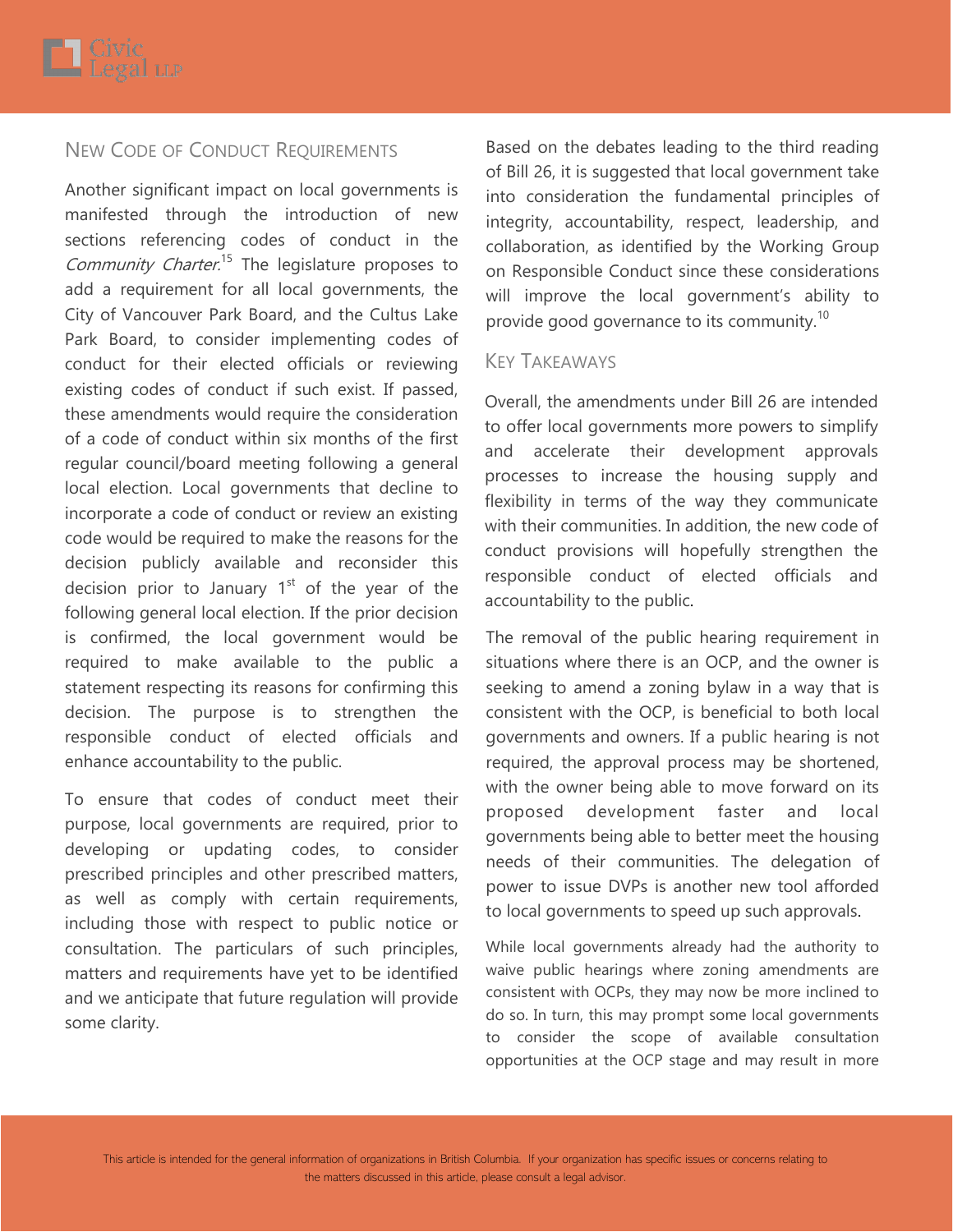## New Code of Conduct Requirements

Another significant impact on local governments is manifested through the introduction of new sections referencing codes of conduct in the *Community Charter*.[15] The legislature proposes to add a requirement for all local governments, the City of Vancouver Park Board, and the Cultus Lake Park Board, to consider implementing codes of conduct for their elected officials or reviewing existing codes of conduct if such exist. If passed, these amendments would require the consideration of a code of conduct within six months of the first regular council/board meeting following a general local election. Local governments that decline to incorporate a code of conduct or review an existing code would be required to make the reasons for the decision publicly available and reconsider this decision prior to January 1st of the year of the following general local election. If the prior decision is confirmed, the local government would be required to make available to the public a statement respecting its reasons for confirming this decision. The purpose is to strengthen the responsible conduct of elected officials and enhance accountability to the public.

To ensure that codes of conduct meet their purpose, local governments are required, prior to developing or updating codes, to consider prescribed principles and other prescribed matters, as well as comply with certain requirements, including those with respect to public notice or consultation. The particulars of such principles, matters and requirements have yet to be identified and we anticipate that future regulation will provide some clarity.

Based on the debates leading to the third reading of Bill 26, it is suggested that local government take into consideration the fundamental principles of integrity, accountability, respect, leadership, and collaboration, as identified by the Working Group on Responsible Conduct since these considerations will improve the local government's ability to provide good governance to its community.[10]

## Key Takeaways

Overall, the amendments under Bill 26 are intended to offer local governments more powers to simplify and accelerate their development approvals processes to increase the housing supply and flexibility in terms of the way they communicate with their communities. In addition, the new code of conduct provisions will hopefully strengthen the responsible conduct of elected officials and accountability to the public.

The removal of the public hearing requirement in situations where there is an OCP, and the owner is seeking to amend a zoning bylaw in a way that is consistent with the OCP, is beneficial to both local governments and owners. If a public hearing is not required, the approval process may be shortened, with the owner being able to move forward on its proposed development faster and local governments being able to better meet the housing needs of their communities. The delegation of power to issue DVPs is another new tool afforded to local governments to speed up such approvals.

While local governments already had the authority to waive public hearings where zoning amendments are consistent with OCPs, they may now be more inclined to do so. In turn, this may prompt some local governments to consider the scope of available consultation opportunities at the OCP stage and may result in more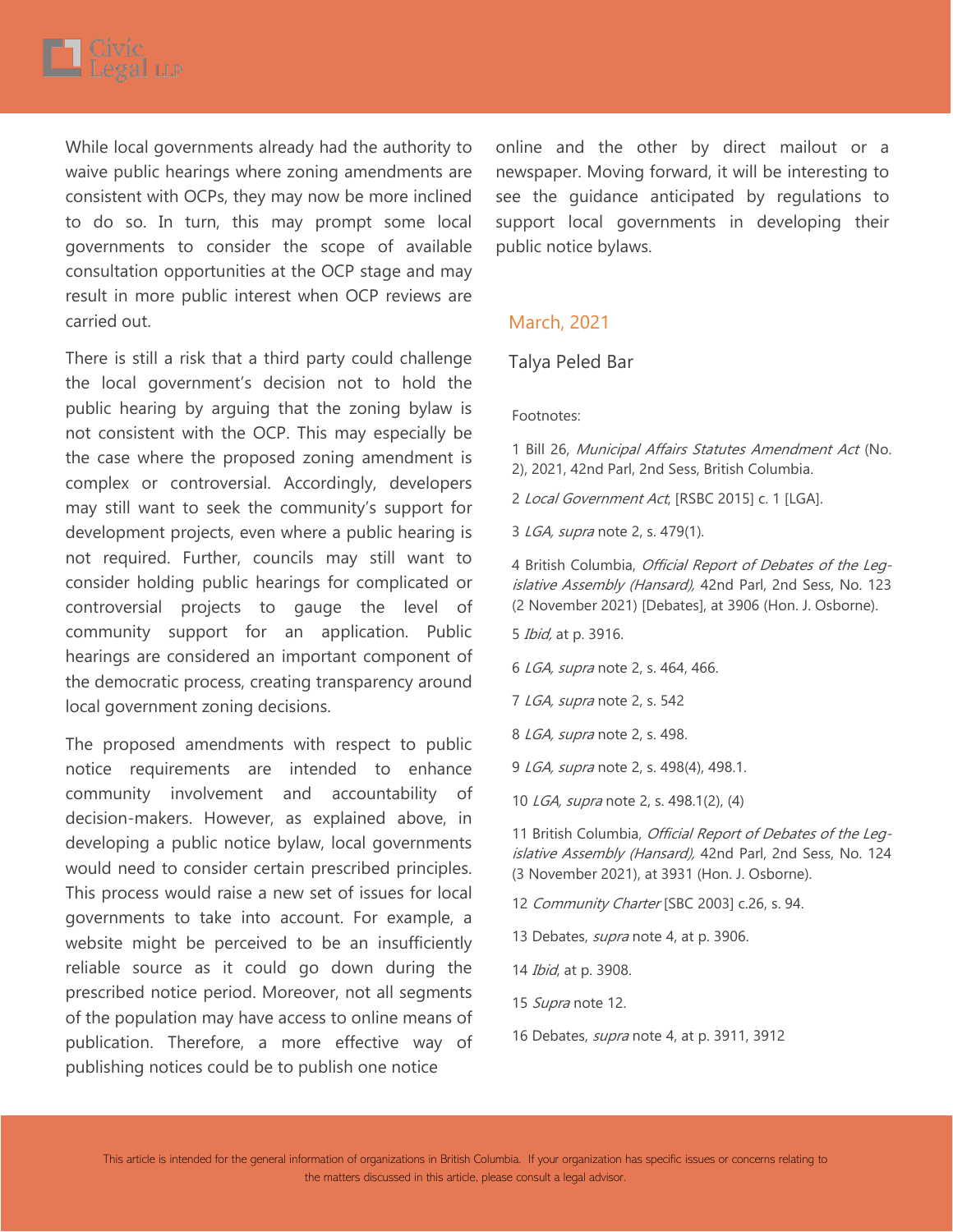While local governments already had the authority to waive public hearings where zoning amendments are consistent with OCPs, they may now be more inclined to do so. In turn, this may prompt some local governments to consider the scope of available consultation opportunities at the OCP stage and may result in more public interest when OCP reviews are carried out.

There is still a risk that a third party could challenge the local government's decision not to hold the public hearing by arguing that the zoning bylaw is not consistent with the OCP. This may especially be the case where the proposed zoning amendment is complex or controversial. Accordingly, developers may still want to seek the community's support for development projects, even where a public hearing is not required. Further, councils may still want to consider holding public hearings for complicated or controversial projects to gauge the level of community support for an application. Public hearings are considered an important component of the democratic process, creating transparency around local government zoning decisions.

The proposed amendments with respect to public notice requirements are intended to enhance community involvement and accountability of decision-makers. However, as explained above, in developing a public notice bylaw, local governments would need to consider certain prescribed principles. This process would raise a new set of issues for local governments to take into account. For example, a website might be perceived to be an insufficiently reliable source as it could go down during the prescribed notice period. Moreover, not all segments of the population may have access to online means of publication. Therefore, a more effective way of publishing notices could be to publish one notice online and the other by direct mailout or a newspaper. Moving forward, it will be interesting to see the guidance anticipated by regulations to support local governments in developing their public notice bylaws.

March, 2021

Talya Peled Bar

Footnotes:

1 Bill 26, *Municipal Affairs Statutes Amendment Act* (No. 2), 2021, 42nd Parl, 2nd Sess, British Columbia.

2 *Local Government Act*, [RSBC 2015] c. 1 [LGA].

3 *LGA, supra* note 2, s. 479(1).

4 British Columbia, *Official Report of Debates of the Legislative Assembly (Hansard),* 42nd Parl, 2nd Sess, No. 123 (2 November 2021) [Debates], at 3906 (Hon. J. Osborne).

5 *Ibid,* at p. 3916.

6 *LGA, supra* note 2, s. 464, 466.

7 *LGA, supra* note 2, s. 542

8 *LGA, supra* note 2, s. 498.

9 *LGA, supra* note 2, s. 498(4), 498.1.

10 *LGA, supra* note 2, s. 498.1(2), (4)

11 British Columbia, *Official Report of Debates of the Legislative Assembly (Hansard),* 42nd Parl, 2nd Sess, No. 124 (3 November 2021), at 3931 (Hon. J. Osborne).

12 *Community Charter* [SBC 2003] c.26, s. 94.

13 Debates, *supra* note 4, at p. 3906.

14 *Ibid*, at p. 3908.

15 *Supra* note 12.

16 Debates, *supra* note 4, at p. 3911, 3912

This article is intended for the general information of organizations in British Columbia. If your organization has specific issues or concerns relating to the matters discussed in this article, please consult a legal advisor.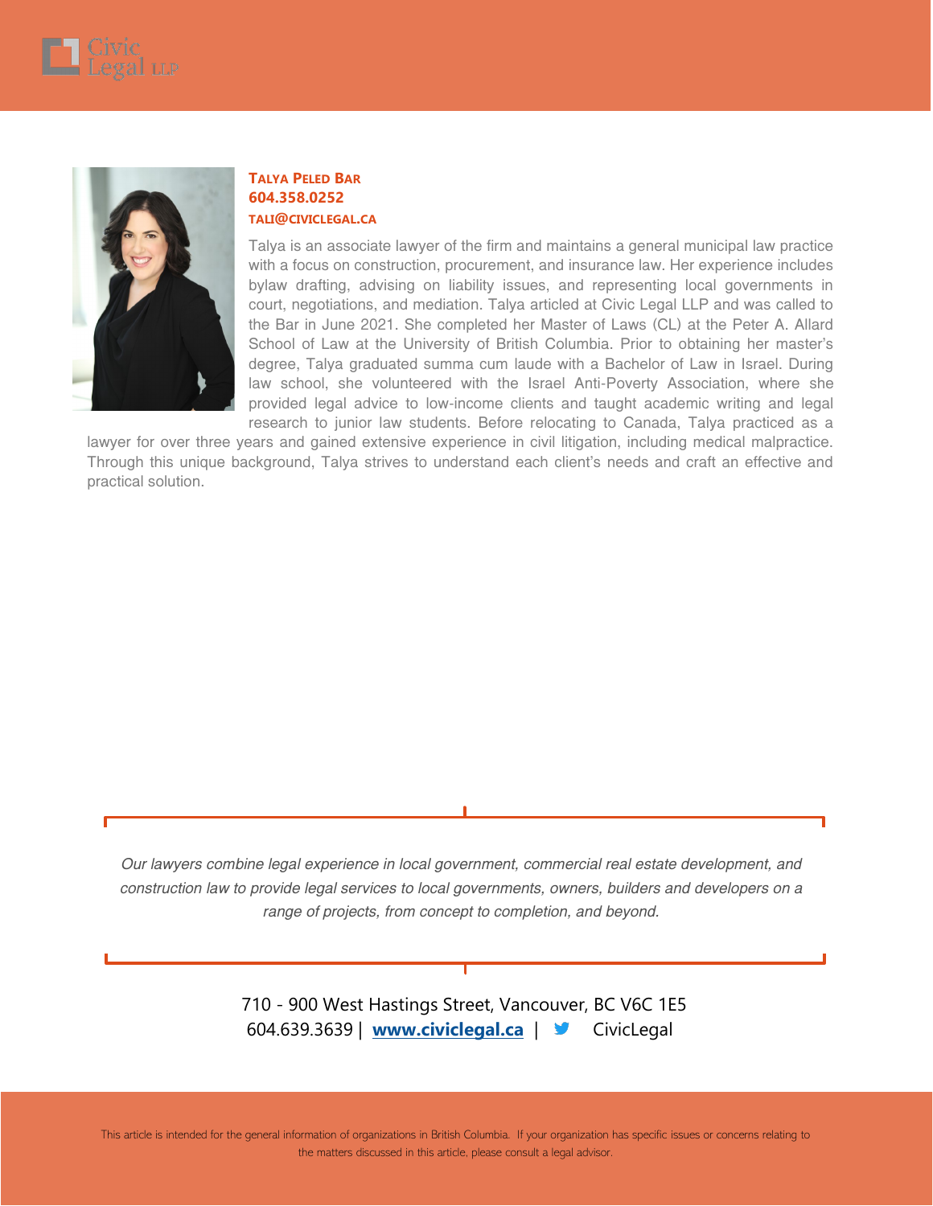**TALYA PELED BAR**
**604.358.0252**
**TALI@CIVICLEGAL.CA**

Talya is an associate lawyer of the firm and maintains a general municipal law practice with a focus on construction, procurement, and insurance law. Her experience includes bylaw drafting, advising on liability issues, and representing local governments in court, negotiations, and mediation. Talya articled at Civic Legal LLP and was called to the Bar in June 2021. She completed her Master of Laws (CL) at the Peter A. Allard School of Law at the University of British Columbia. Prior to obtaining her master's degree, Talya graduated summa cum laude with a Bachelor of Law in Israel. During law school, she volunteered with the Israel Anti-Poverty Association, where she provided legal advice to low-income clients and taught academic writing and legal research to junior law students. Before relocating to Canada, Talya practiced as a lawyer for over three years and gained extensive experience in civil litigation, including medical malpractice. Through this unique background, Talya strives to understand each client's needs and craft an effective and practical solution.

*Our lawyers combine legal experience in local government, commercial real estate development, and construction law to provide legal services to local governments, owners, builders and developers on a range of projects, from concept to completion, and beyond.*

710 - 900 West Hastings Street, Vancouver, BC V6C 1E5
604.639.3639 | **www.civiclegal.ca** | CivicLegal

This article is intended for the general information of organizations in British Columbia. If your organization has specific issues or concerns relating to the matters discussed in this article, please consult a legal advisor.